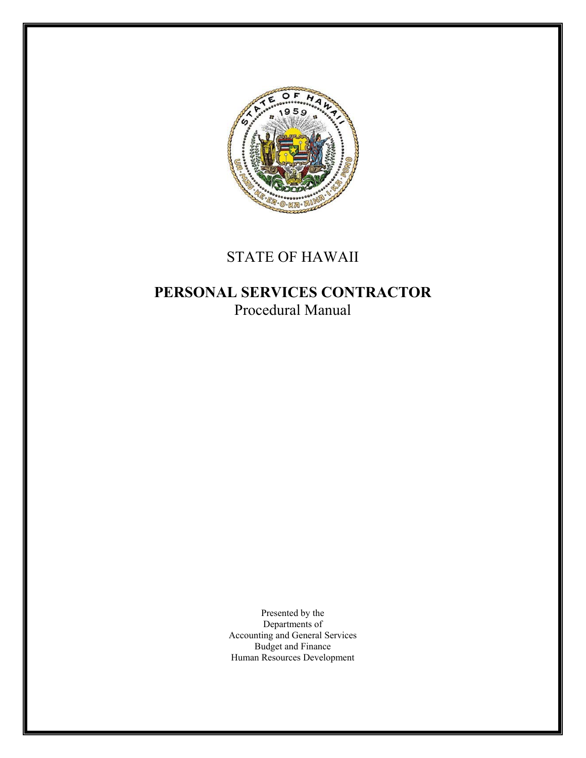# STATE OF HAWAII

## PERSONAL SERVICES CONTRACTOR

Procedural Manual

Presented by the
Departments of
Accounting and General Services
Budget and Finance
Human Resources Development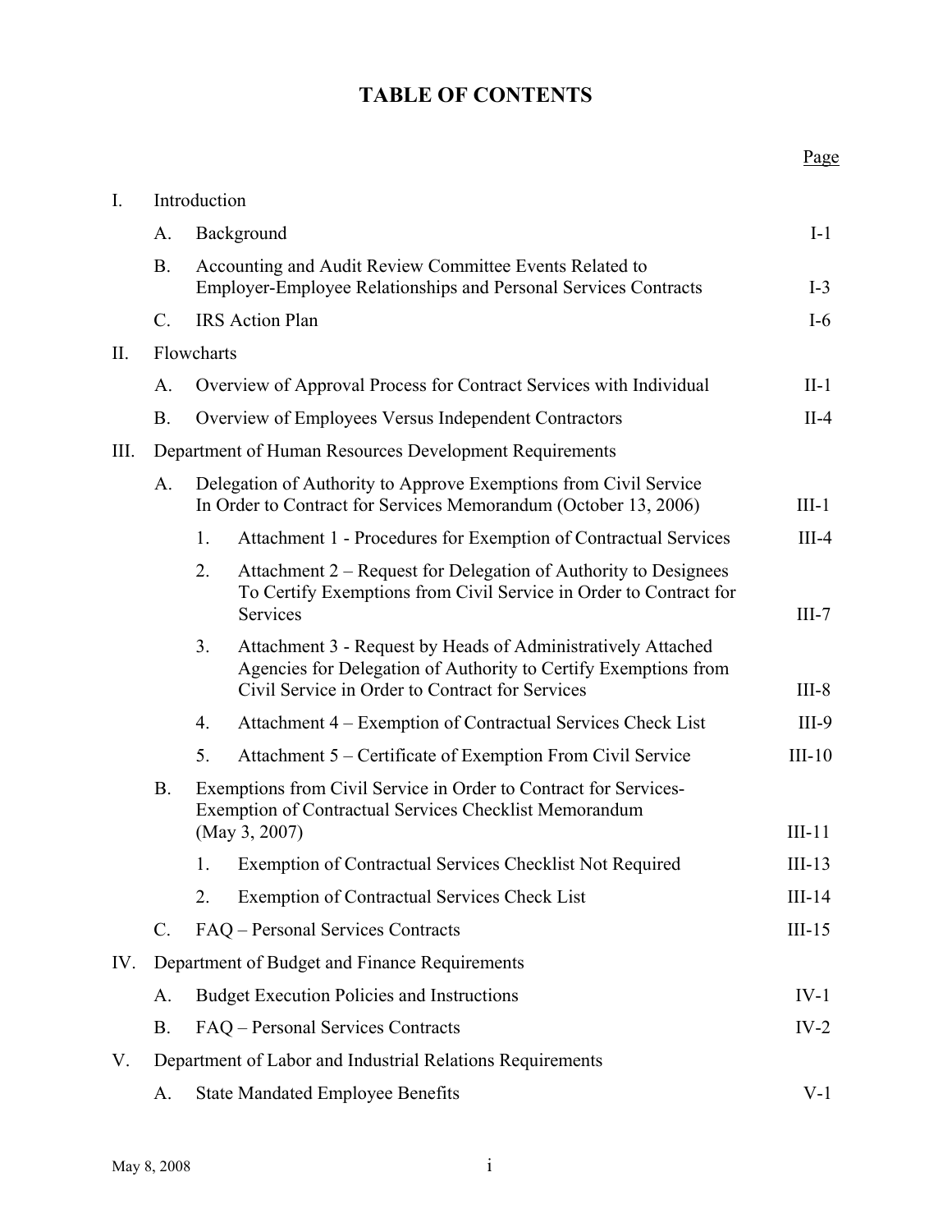# TABLE OF CONTENTS

| | | | Page |
|---|---|---|---|
| I. | Introduction | | |
| | A. | Background | I-1 |
| | B. | Accounting and Audit Review Committee Events Related to Employer-Employee Relationships and Personal Services Contracts | I-3 |
| | C. | IRS Action Plan | I-6 |
| II. | Flowcharts | | |
| | A. | Overview of Approval Process for Contract Services with Individual | II-1 |
| | B. | Overview of Employees Versus Independent Contractors | II-4 |
| III. | Department of Human Resources Development Requirements | | |
| | A. | Delegation of Authority to Approve Exemptions from Civil Service In Order to Contract for Services Memorandum (October 13, 2006) | III-1 |
| | | 1. Attachment 1 - Procedures for Exemption of Contractual Services | III-4 |
| | | 2. Attachment 2 – Request for Delegation of Authority to Designees To Certify Exemptions from Civil Service in Order to Contract for Services | III-7 |
| | | 3. Attachment 3 - Request by Heads of Administratively Attached Agencies for Delegation of Authority to Certify Exemptions from Civil Service in Order to Contract for Services | III-8 |
| | | 4. Attachment 4 – Exemption of Contractual Services Check List | III-9 |
| | | 5. Attachment 5 – Certificate of Exemption From Civil Service | III-10 |
| | B. | Exemptions from Civil Service in Order to Contract for Services-Exemption of Contractual Services Checklist Memorandum (May 3, 2007) | III-11 |
| | | 1. Exemption of Contractual Services Checklist Not Required | III-13 |
| | | 2. Exemption of Contractual Services Check List | III-14 |
| | C. | FAQ – Personal Services Contracts | III-15 |
| IV. | Department of Budget and Finance Requirements | | |
| | A. | Budget Execution Policies and Instructions | IV-1 |
| | B. | FAQ – Personal Services Contracts | IV-2 |
| V. | Department of Labor and Industrial Relations Requirements | | |
| | A. | State Mandated Employee Benefits | V-1 |

May 8, 2008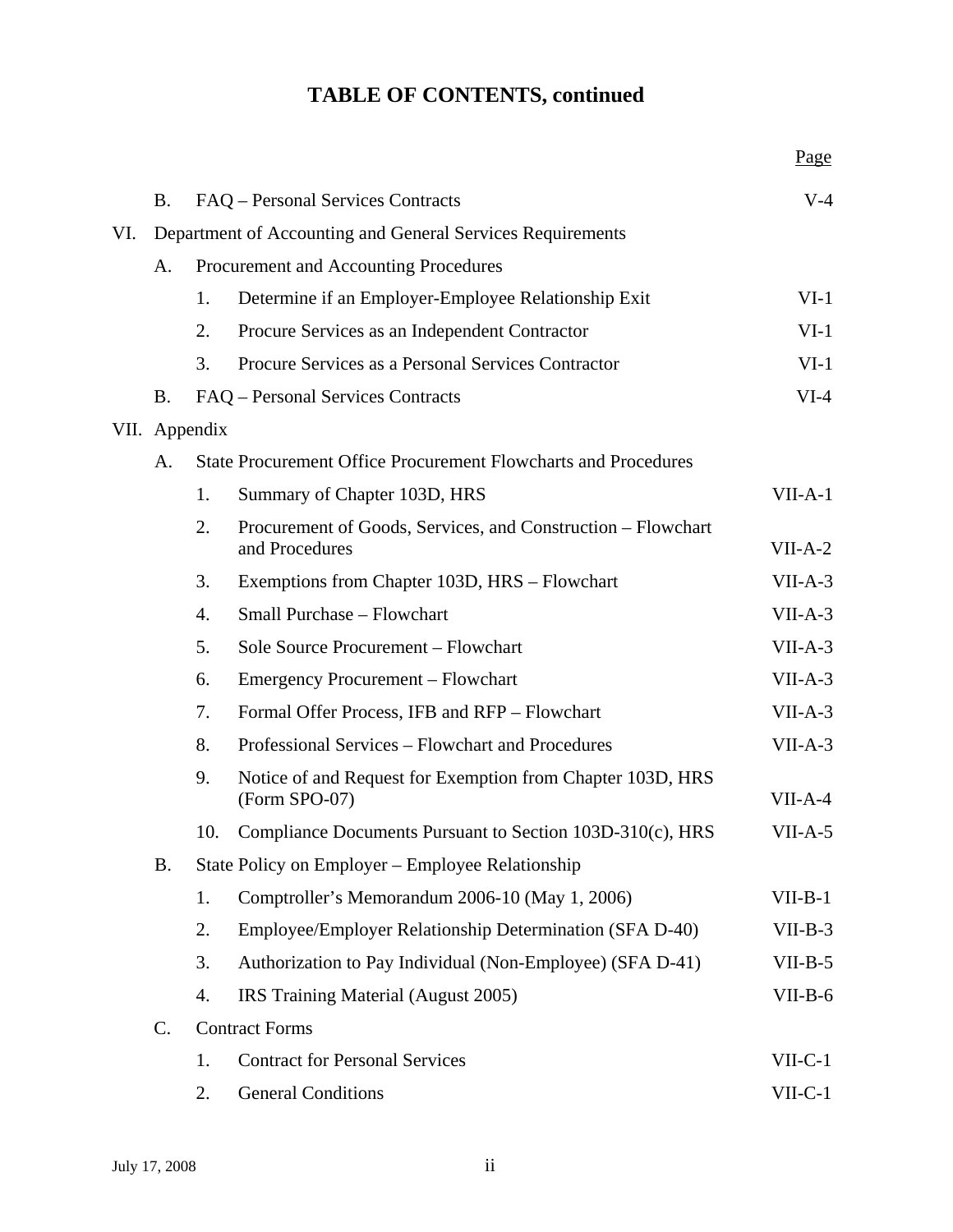# TABLE OF CONTENTS, continued

| | | | | Page |
|---|---|---|---|---|
| | B. | | FAQ – Personal Services Contracts | V-4 |
| VI. | Department of Accounting and General Services Requirements | | | |
| | A. | | Procurement and Accounting Procedures | |
| | | 1. | Determine if an Employer-Employee Relationship Exit | VI-1 |
| | | 2. | Procure Services as an Independent Contractor | VI-1 |
| | | 3. | Procure Services as a Personal Services Contractor | VI-1 |
| | B. | | FAQ – Personal Services Contracts | VI-4 |
| VII. | Appendix | | | |
| | A. | | State Procurement Office Procurement Flowcharts and Procedures | |
| | | 1. | Summary of Chapter 103D, HRS | VII-A-1 |
| | | 2. | Procurement of Goods, Services, and Construction – Flowchart and Procedures | VII-A-2 |
| | | 3. | Exemptions from Chapter 103D, HRS – Flowchart | VII-A-3 |
| | | 4. | Small Purchase – Flowchart | VII-A-3 |
| | | 5. | Sole Source Procurement – Flowchart | VII-A-3 |
| | | 6. | Emergency Procurement – Flowchart | VII-A-3 |
| | | 7. | Formal Offer Process, IFB and RFP – Flowchart | VII-A-3 |
| | | 8. | Professional Services – Flowchart and Procedures | VII-A-3 |
| | | 9. | Notice of and Request for Exemption from Chapter 103D, HRS (Form SPO-07) | VII-A-4 |
| | | 10. | Compliance Documents Pursuant to Section 103D-310(c), HRS | VII-A-5 |
| | B. | | State Policy on Employer – Employee Relationship | |
| | | 1. | Comptroller's Memorandum 2006-10 (May 1, 2006) | VII-B-1 |
| | | 2. | Employee/Employer Relationship Determination (SFA D-40) | VII-B-3 |
| | | 3. | Authorization to Pay Individual (Non-Employee) (SFA D-41) | VII-B-5 |
| | | 4. | IRS Training Material (August 2005) | VII-B-6 |
| | C. | | Contract Forms | |
| | | 1. | Contract for Personal Services | VII-C-1 |
| | | 2. | General Conditions | VII-C-1 |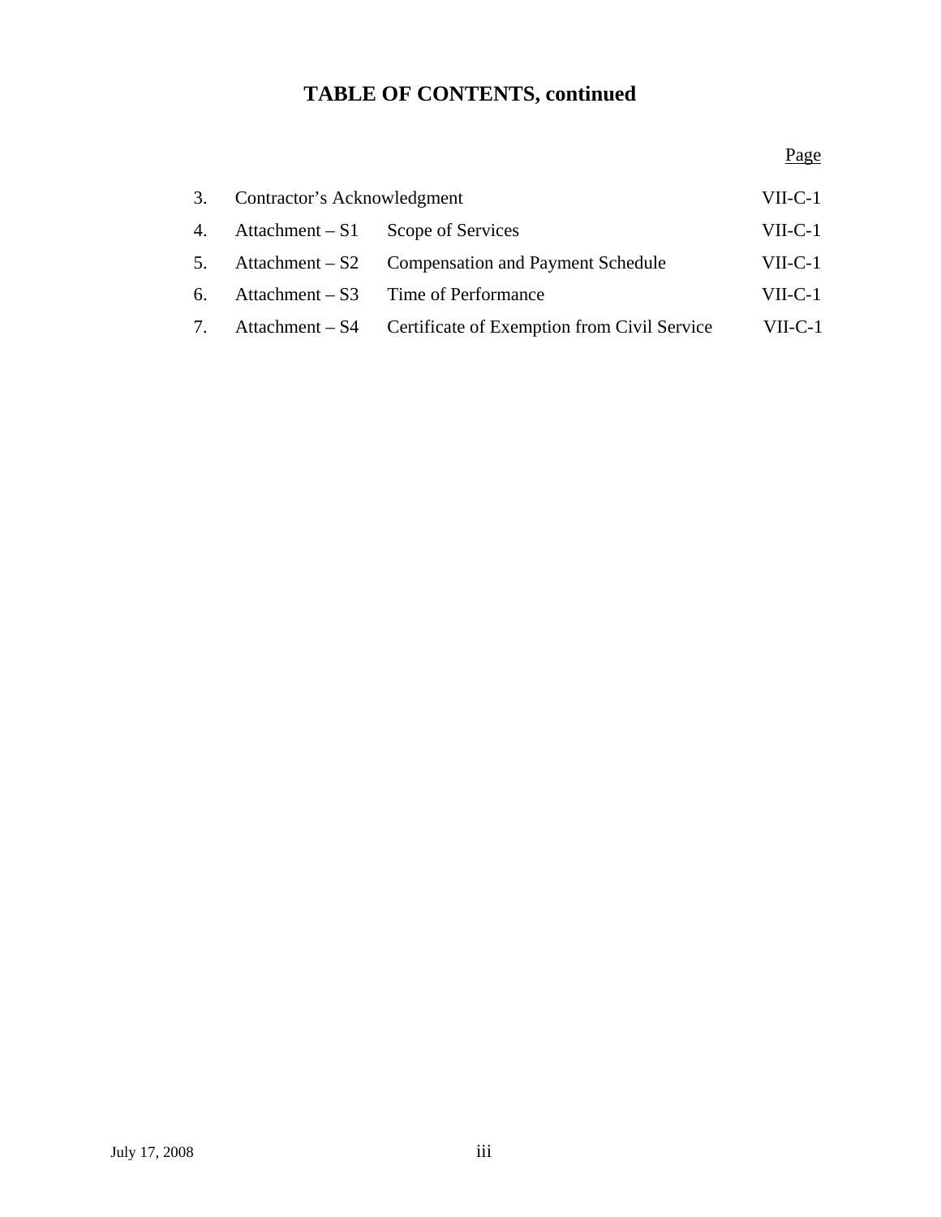# TABLE OF CONTENTS, continued

| | | | Page |
|---|---|---|---|
| 3. | Contractor's Acknowledgment | | VII-C-1 |
| 4. | Attachment – S1 | Scope of Services | VII-C-1 |
| 5. | Attachment – S2 | Compensation and Payment Schedule | VII-C-1 |
| 6. | Attachment – S3 | Time of Performance | VII-C-1 |
| 7. | Attachment – S4 | Certificate of Exemption from Civil Service | VII-C-1 |

July 17, 2008